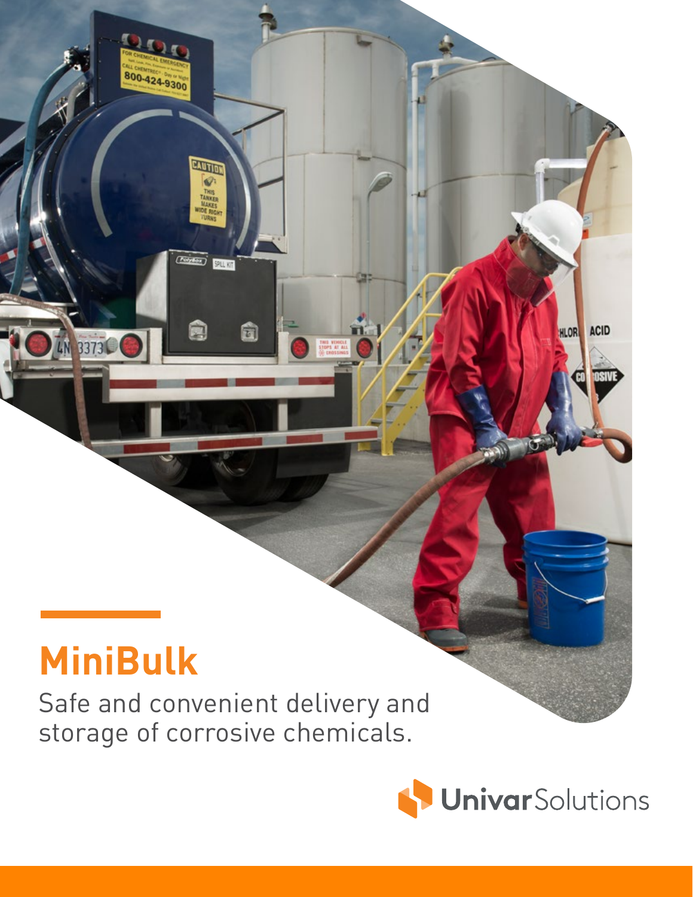# MiniBulk

Safe and convenient delivery and storage of corrosive chemicals.

Univar Solutions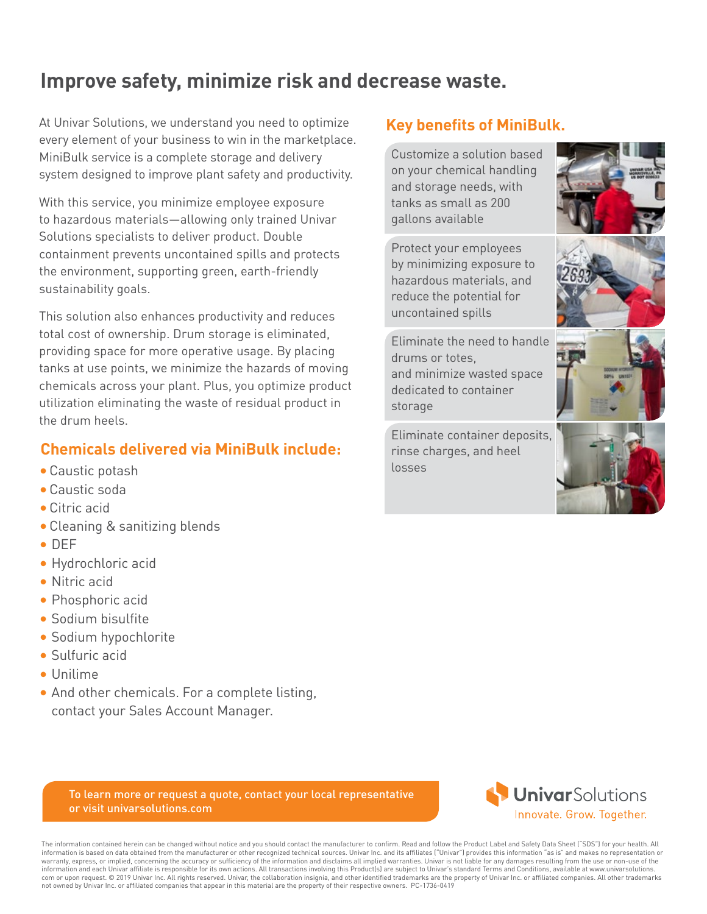# Improve safety, minimize risk and decrease waste.

At Univar Solutions, we understand you need to optimize every element of your business to win in the marketplace. MiniBulk service is a complete storage and delivery system designed to improve plant safety and productivity.

With this service, you minimize employee exposure to hazardous materials—allowing only trained Univar Solutions specialists to deliver product. Double containment prevents uncontained spills and protects the environment, supporting green, earth-friendly sustainability goals.

This solution also enhances productivity and reduces total cost of ownership. Drum storage is eliminated, providing space for more operative usage. By placing tanks at use points, we minimize the hazards of moving chemicals across your plant. Plus, you optimize product utilization eliminating the waste of residual product in the drum heels.

## Chemicals delivered via MiniBulk include:

- Caustic potash
- Caustic soda
- Citric acid
- Cleaning & sanitizing blends
- DEF
- Hydrochloric acid
- Nitric acid
- Phosphoric acid
- Sodium bisulfite
- Sodium hypochlorite
- Sulfuric acid
- Unilime
- And other chemicals. For a complete listing, contact your Sales Account Manager.

## Key benefits of MiniBulk.

- Customize a solution based on your chemical handling and storage needs, with tanks as small as 200 gallons available
- Protect your employees by minimizing exposure to hazardous materials, and reduce the potential for uncontained spills
- Eliminate the need to handle drums or totes, and minimize wasted space dedicated to container storage
- Eliminate container deposits, rinse charges, and heel losses

To learn more or request a quote, contact your local representative or visit univarsolutions.com

Univar Solutions
Innovate. Grow. Together.

The information contained herein can be changed without notice and you should contact the manufacturer to confirm. Read and follow the Product Label and Safety Data Sheet ("SDS") for your health. All information is based on data obtained from the manufacturer or other recognized technical sources. Univar Inc. and its affiliates ("Univar") provides this information "as is" and makes no representation or warranty, express, or implied, concerning the accuracy or sufficiency of the information and disclaims all implied warranties. Univar is not liable for any damages resulting from the use or non-use of the information and each Univar affiliate is responsible for its own actions. All transactions involving this Product(s) are subject to Univar's standard Terms and Conditions, available at www.univarsolutions.com or upon request. © 2019 Univar Inc. All rights reserved. Univar, the collaboration insignia, and other identified trademarks are the property of Univar Inc. or affiliated companies. All other trademarks not owned by Univar Inc. or affiliated companies that appear in this material are the property of their respective owners. PC-1736-0419